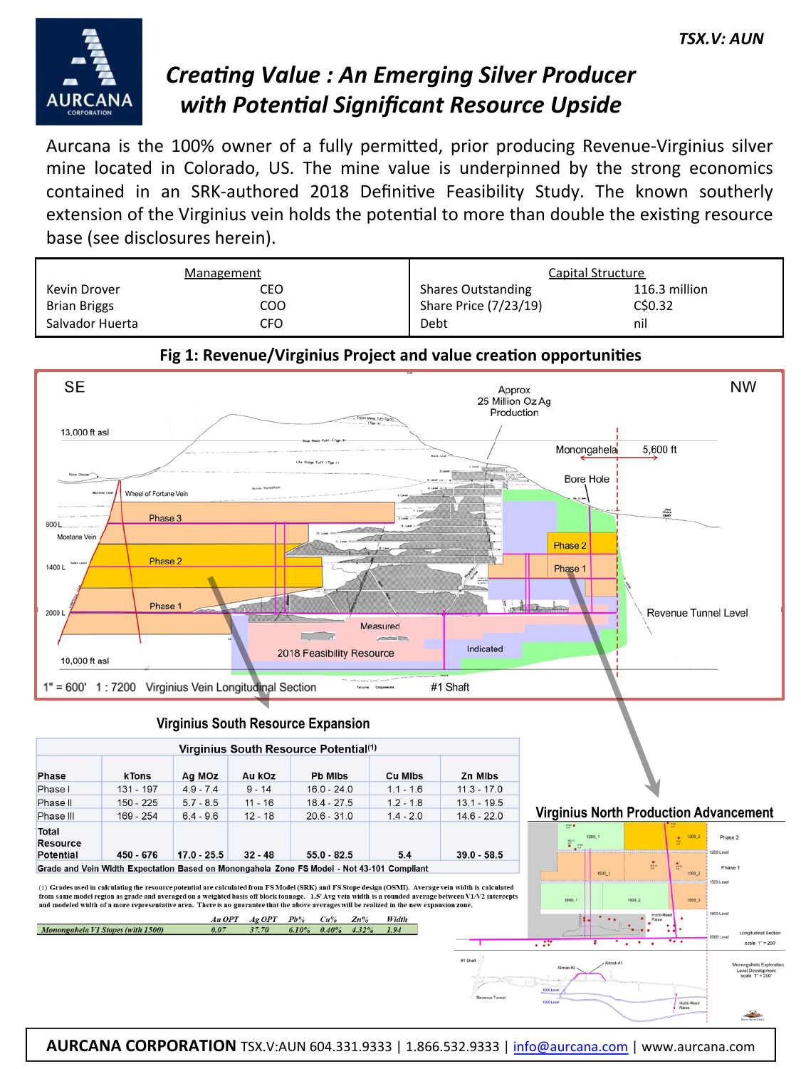TSX.V: AUN

# *Creating Value : An Emerging Silver Producer with Potential Significant Resource Upside*

Aurcana is the 100% owner of a fully permitted, prior producing Revenue-Virginius silver mine located in Colorado, US. The mine value is underpinned by the strong economics contained in an SRK-authored 2018 Definitive Feasibility Study. The known southerly extension of the Virginius vein holds the potential to more than double the existing resource base (see disclosures herein).

| Management | | Capital Structure | |
|---|---|---|---|
| Kevin Drover | CEO | Shares Outstanding | 116.3 million |
| Brian Briggs | COO | Share Price (7/23/19) | C$0.32 |
| Salvador Huerta | CFO | Debt | nil |

**Fig 1: Revenue/Virginius Project and value creation opportunities**

SE — NW

Approx 25 Million Oz Ag Production

13,000 ft asl — Monongahela — 5,600 ft — Bore Hole — Wheel of Fortune Vein — Montana Vein — Phase 3 — Phase 2 — Phase 1 — 800 L — 1400 L — 2000 L — Revenue Tunnel Level — Measured — Indicated — 2018 Feasibility Resource — 10,000 ft asl — #1 Shaft

1" = 600' 1 : 7200 Virginius Vein Longitudinal Section

## Virginius South Resource Expansion

**Virginius South Resource Potential[(1)]**

| Phase | kTons | Ag MOz | Au kOz | Pb Mlbs | Cu Mlbs | Zn Mlbs |
|---|---|---|---|---|---|---|
| Phase I | 131 - 197 | 4.9 - 7.4 | 9 - 14 | 16.0 - 24.0 | 1.1 - 1.6 | 11.3 - 17.0 |
| Phase II | 150 - 225 | 5.7 - 8.5 | 11 - 16 | 18.4 - 27.5 | 1.2 - 1.8 | 13.1 - 19.5 |
| Phase III | 169 - 254 | 6.4 - 9.6 | 12 - 18 | 20.6 - 31.0 | 1.4 - 2.0 | 14.6 - 22.0 |
| Total Resource Potential | 450 - 676 | 17.0 - 25.5 | 32 - 48 | 55.0 - 82.5 | 5.4 | 39.0 - 58.5 |

Grade and Vein Width Expectation Based on Monongahela Zone FS Model - Not 43-101 Compliant

(1) Grades used in calculating the resource potential are calculated from FS Model (SRK) and FS Stope design (OSMI). Average vein width is calculated from same model region as grade and averaged on a weighted basis off block tonnage. 1.5' Avg vein width is a rounded average between V1/V2 intercepts and modeled width of a more representative area. There is no guarantee that the above averages will be realized in the new expansion zone.

| | Au OPT | Ag OPT | Pb% | Cu% | Zn% | Width |
|---|---|---|---|---|---|---|
| Monongahela V1 Stopes (with 1500) | 0.07 | 37.70 | 6.10% | 0.40% | 4.32% | 1.94 |

## Virginius North Production Advancement

Phase 2 — Phase 1 — 1200 Level — 1500 Level — 1800 Level — 2000 Level — Hubb-Reed Raise — Longitudinal Section scale 1" = 200' — #1 Shaft — Revenue Tunnel — Almak #2 — Almak #1 — Monongahela Exploration Level Development scale 1" = 200'

**AURCANA CORPORATION** TSX.V:AUN 604.331.9333 | 1.866.532.9333 | info@aurcana.com | www.aurcana.com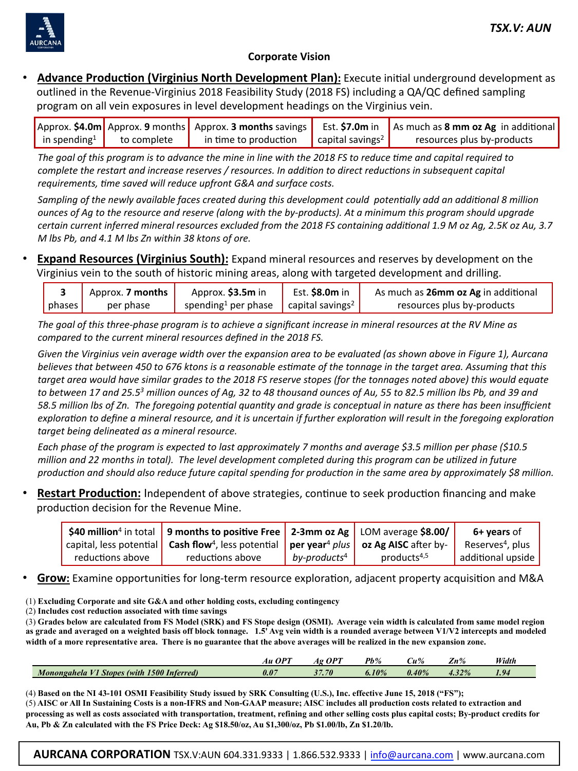## Corporate Vision

- **Advance Production (Virginius North Development Plan):** Execute initial underground development as outlined in the Revenue-Virginius 2018 Feasibility Study (2018 FS) including a QA/QC defined sampling program on all vein exposures in level development headings on the Virginius vein.

| Approx. **$4.0m** in spending[1] | Approx. **9** months to complete | Approx. **3 months** savings in time to production | Est. **$7.0m** in capital savings[2] | As much as **8 mm oz Ag** in additional resources plus by-products |
|---|---|---|---|---|

*The goal of this program is to advance the mine in line with the 2018 FS to reduce time and capital required to complete the restart and increase reserves / resources. In addition to direct reductions in subsequent capital requirements, time saved will reduce upfront G&A and surface costs.*

*Sampling of the newly available faces created during this development could potentially add an additional 8 million ounces of Ag to the resource and reserve (along with the by-products). At a minimum this program should upgrade certain current inferred mineral resources excluded from the 2018 FS containing additional 1.9 M oz Ag, 2.5K oz Au, 3.7 M lbs Pb, and 4.1 M lbs Zn within 38 ktons of ore.*

- **Expand Resources (Virginius South):** Expand mineral resources and reserves by development on the Virginius vein to the south of historic mining areas, along with targeted development and drilling.

| **3** phases | Approx. **7 months** per phase | Approx. **$3.5m** in spending[1] per phase | Est. **$8.0m** in capital savings[2] | As much as **26mm oz Ag** in additional resources plus by-products |
|---|---|---|---|---|

*The goal of this three-phase program is to achieve a significant increase in mineral resources at the RV Mine as compared to the current mineral resources defined in the 2018 FS.*

*Given the Virginius vein average width over the expansion area to be evaluated (as shown above in Figure 1), Aurcana believes that between 450 to 676 ktons is a reasonable estimate of the tonnage in the target area. Assuming that this target area would have similar grades to the 2018 FS reserve stopes (for the tonnages noted above) this would equate to between 17 and 25.5[3] million ounces of Ag, 32 to 48 thousand ounces of Au, 55 to 82.5 million lbs Pb, and 39 and 58.5 million lbs of Zn. The foregoing potential quantity and grade is conceptual in nature as there has been insufficient exploration to define a mineral resource, and it is uncertain if further exploration will result in the foregoing exploration target being delineated as a mineral resource.*

*Each phase of the program is expected to last approximately 7 months and average $3.5 million per phase ($10.5 million and 22 months in total). The level development completed during this program can be utilized in future production and should also reduce future capital spending for production in the same area by approximately $8 million.*

- **Restart Production:** Independent of above strategies, continue to seek production financing and make production decision for the Revenue Mine.

| **$40 million**[4] in total capital, less potential reductions above | **9 months to positive Free Cash flow**[4], less potential reductions above | **2-3mm oz Ag per year**[4] *plus by-products*[4] | LOM average **$8.00/ oz Ag AISC** after by-products[4,5] | **6+ years** of Reserves[4], plus additional upside |
|---|---|---|---|---|

- **Grow:** Examine opportunities for long-term resource exploration, adjacent property acquisition and M&A

(1) **Excluding Corporate and site G&A and other holding costs, excluding contingency**
(2) **Includes cost reduction associated with time savings**
(3) **Grades below are calculated from FS Model (SRK) and FS Stope design (OSMI). Average vein width is calculated from same model region as grade and averaged on a weighted basis off block tonnage. 1.5' Avg vein width is a rounded average between V1/V2 intercepts and modeled width of a more representative area. There is no guarantee that the above averages will be realized in the new expansion zone.**

| | *Au OPT* | *Ag OPT* | *Pb%* | *Cu%* | *Zn%* | *Width* |
|---|---|---|---|---|---|---|
| *Monongahela V1 Stopes (with 1500 Inferred)* | *0.07* | *37.70* | *6.10%* | *0.40%* | *4.32%* | *1.94* |

(4) **Based on the NI 43-101 OSMI Feasibility Study issued by SRK Consulting (U.S.), Inc. effective June 15, 2018 ("FS");**
(5) **AISC or All In Sustaining Costs is a non-IFRS and Non-GAAP measure; AISC includes all production costs related to extraction and processing as well as costs associated with transportation, treatment, refining and other selling costs plus capital costs; By-product credits for Au, Pb & Zn calculated with the FS Price Deck: Ag $18.50/oz, Au $1,300/oz, Pb $1.00/lb, Zn $1.20/lb.**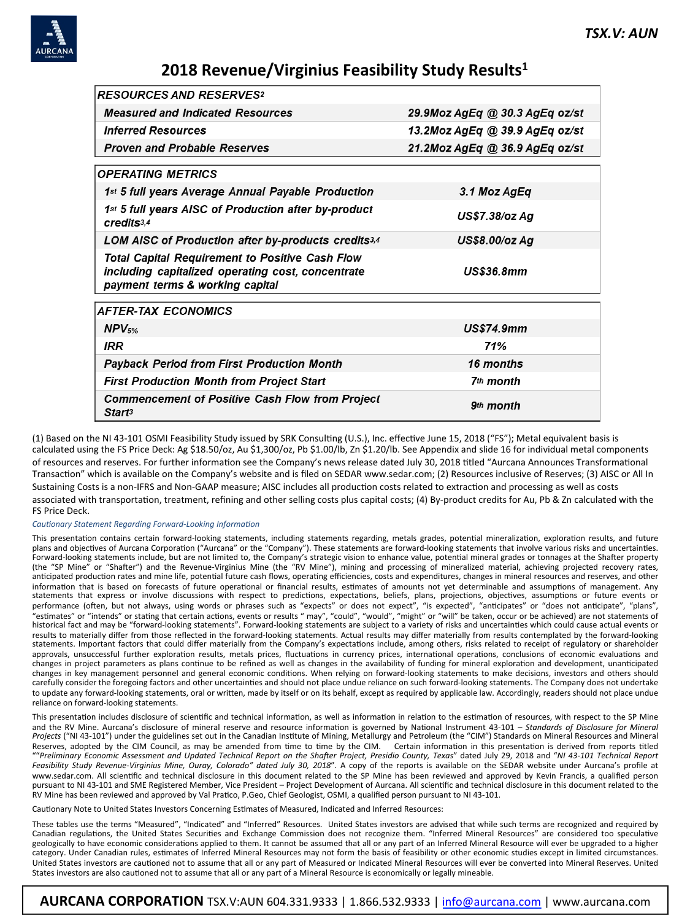TSX.V: AUN

# 2018 Revenue/Virginius Feasibility Study Results[1]

| | |
|---|---|
| ***RESOURCES AND RESERVES[2]*** | |
| ***Measured and Indicated Resources*** | ***29.9Moz AgEq @ 30.3 AgEq oz/st*** |
| ***Inferred Resources*** | ***13.2Moz AgEq @ 39.9 AgEq oz/st*** |
| ***Proven and Probable Reserves*** | ***21.2Moz AgEq @ 36.9 AgEq oz/st*** |

| | |
|---|---|
| ***OPERATING METRICS*** | |
| ***1st 5 full years Average Annual Payable Production*** | ***3.1 Moz AgEq*** |
| ***1st 5 full years AISC of Production after by-product credits[3,4]*** | ***US$7.38/oz Ag*** |
| ***LOM AISC of Production after by-products credits[3,4]*** | ***US$8.00/oz Ag*** |
| ***Total Capital Requirement to Positive Cash Flow including capitalized operating cost, concentrate payment terms & working capital*** | ***US$36.8mm*** |

| | |
|---|---|
| ***AFTER-TAX ECONOMICS*** | |
| ***$NPV_{5\%}$*** | ***US$74.9mm*** |
| ***IRR*** | ***71%*** |
| ***Payback Period from First Production Month*** | ***16 months*** |
| ***First Production Month from Project Start*** | ***7th month*** |
| ***Commencement of Positive Cash Flow from Project Start[3]*** | ***9th month*** |

(1) Based on the NI 43-101 OSMI Feasibility Study issued by SRK Consulting (U.S.), Inc. effective June 15, 2018 ("FS"); Metal equivalent basis is calculated using the FS Price Deck: Ag $18.50/oz, Au $1,300/oz, Pb $1.00/lb, Zn $1.20/lb. See Appendix and slide 16 for individual metal components of resources and reserves. For further information see the Company's news release dated July 30, 2018 titled "Aurcana Announces Transformational Transaction" which is available on the Company's website and is filed on SEDAR www.sedar.com; (2) Resources inclusive of Reserves; (3) AISC or All In Sustaining Costs is a non-IFRS and Non-GAAP measure; AISC includes all production costs related to extraction and processing as well as costs associated with transportation, treatment, refining and other selling costs plus capital costs; (4) By-product credits for Au, Pb & Zn calculated with the FS Price Deck.

*Cautionary Statement Regarding Forward-Looking Information*

This presentation contains certain forward-looking statements, including statements regarding, metals grades, potential mineralization, exploration results, and future plans and objectives of Aurcana Corporation ("Aurcana" or the "Company"). These statements are forward-looking statements that involve various risks and uncertainties. Forward-looking statements include, but are not limited to, the Company's strategic vision to enhance value, potential mineral grades or tonnages at the Shafter property (the "SP Mine" or "Shafter") and the Revenue-Virginius Mine (the "RV Mine"), mining and processing of mineralized material, achieving projected recovery rates, anticipated production rates and mine life, potential future cash flows, operating efficiencies, costs and expenditures, changes in mineral resources and reserves, and other information that is based on forecasts of future operational or financial results, estimates of amounts not yet determinable and assumptions of management. Any statements that express or involve discussions with respect to predictions, expectations, beliefs, plans, projections, objectives, assumptions or future events or performance (often, but not always, using words or phrases such as "expects" or does not expect", "is expected", "anticipates" or "does not anticipate", "plans", "estimates" or "intends" or stating that certain actions, events or results " may", "could", "would", "might" or "will" be taken, occur or be achieved) are not statements of historical fact and may be "forward-looking statements". Forward-looking statements are subject to a variety of risks and uncertainties which could cause actual events or results to materially differ from those reflected in the forward-looking statements. Actual results may differ materially from results contemplated by the forward-looking statements. Important factors that could differ materially from the Company's expectations include, among others, risks related to receipt of regulatory or shareholder approvals, unsuccessful further exploration results, metals prices, fluctuations in currency prices, international operations, conclusions of economic evaluations and changes in project parameters as plans continue to be refined as well as changes in the availability of funding for mineral exploration and development, unanticipated changes in key management personnel and general economic conditions. When relying on forward-looking statements to make decisions, investors and others should carefully consider the foregoing factors and other uncertainties and should not place undue reliance on such forward-looking statements. The Company does not undertake to update any forward-looking statements, oral or written, made by itself or on its behalf, except as required by applicable law. Accordingly, readers should not place undue reliance on forward-looking statements.

This presentation includes disclosure of scientific and technical information, as well as information in relation to the estimation of resources, with respect to the SP Mine and the RV Mine. Aurcana's disclosure of mineral reserve and resource information is governed by National Instrument 43-101 – *Standards of Disclosure for Mineral Projects* ("NI 43-101") under the guidelines set out in the Canadian Institute of Mining, Metallurgy and Petroleum (the "CIM") Standards on Mineral Resources and Mineral Reserves, adopted by the CIM Council, as may be amended from time to time by the CIM. Certain information in this presentation is derived from reports titled ""*Preliminary Economic Assessment and Updated Technical Report on the Shafter Project, Presidio County, Texas*" dated July 29, 2018 and "*NI 43-101 Technical Report Feasibility Study Revenue-Virginius Mine, Ouray, Colorado" dated July 30, 2018*". A copy of the reports is available on the SEDAR website under Aurcana's profile at www.sedar.com. All scientific and technical disclosure in this document related to the SP Mine has been reviewed and approved by Kevin Francis, a qualified person pursuant to NI 43-101 and SME Registered Member, Vice President – Project Development of Aurcana. All scientific and technical disclosure in this document related to the RV Mine has been reviewed and approved by Val Pratico, P.Geo, Chief Geologist, OSMI, a qualified person pursuant to NI 43-101.

Cautionary Note to United States Investors Concerning Estimates of Measured, Indicated and Inferred Resources:

These tables use the terms "Measured", "Indicated" and "Inferred" Resources. United States investors are advised that while such terms are recognized and required by Canadian regulations, the United States Securities and Exchange Commission does not recognize them. "Inferred Mineral Resources" are considered too speculative geologically to have economic considerations applied to them. It cannot be assumed that all or any part of an Inferred Mineral Resource will ever be upgraded to a higher category. Under Canadian rules, estimates of Inferred Mineral Resources may not form the basis of feasibility or other economic studies except in limited circumstances. United States investors are cautioned not to assume that all or any part of Measured or Indicated Mineral Resources will ever be converted into Mineral Reserves. United States investors are also cautioned not to assume that all or any part of a Mineral Resource is economically or legally mineable.

**AURCANA CORPORATION** TSX.V:AUN 604.331.9333 | 1.866.532.9333 | info@aurcana.com | www.aurcana.com